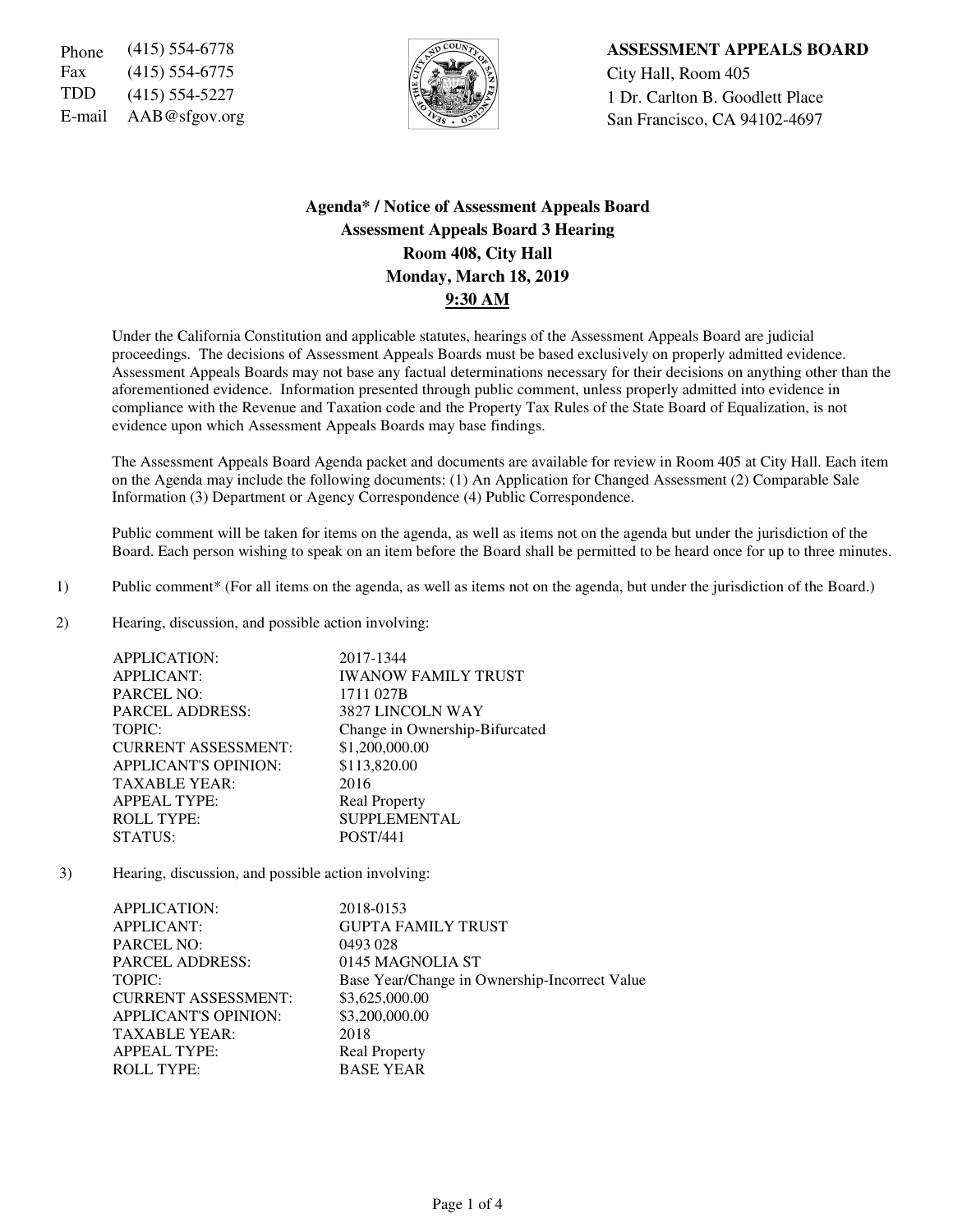Phone (415) 554-6778
Fax (415) 554-6775
TDD (415) 554-5227
E-mail AAB@sfgov.org

**ASSESSMENT APPEALS BOARD**
City Hall, Room 405
1 Dr. Carlton B. Goodlett Place
San Francisco, CA 94102-4697

## Agenda* / Notice of Assessment Appeals Board
## Assessment Appeals Board 3 Hearing
## Room 408, City Hall
## Monday, March 18, 2019
## 9:30 AM

Under the California Constitution and applicable statutes, hearings of the Assessment Appeals Board are judicial proceedings. The decisions of Assessment Appeals Boards must be based exclusively on properly admitted evidence. Assessment Appeals Boards may not base any factual determinations necessary for their decisions on anything other than the aforementioned evidence. Information presented through public comment, unless properly admitted into evidence in compliance with the Revenue and Taxation code and the Property Tax Rules of the State Board of Equalization, is not evidence upon which Assessment Appeals Boards may base findings.

The Assessment Appeals Board Agenda packet and documents are available for review in Room 405 at City Hall. Each item on the Agenda may include the following documents: (1) An Application for Changed Assessment (2) Comparable Sale Information (3) Department or Agency Correspondence (4) Public Correspondence.

Public comment will be taken for items on the agenda, as well as items not on the agenda but under the jurisdiction of the Board. Each person wishing to speak on an item before the Board shall be permitted to be heard once for up to three minutes.

1) Public comment* (For all items on the agenda, as well as items not on the agenda, but under the jurisdiction of the Board.)

2) Hearing, discussion, and possible action involving:

| | |
|---|---|
| APPLICATION: | 2017-1344 |
| APPLICANT: | IWANOW FAMILY TRUST |
| PARCEL NO: | 1711 027B |
| PARCEL ADDRESS: | 3827 LINCOLN WAY |
| TOPIC: | Change in Ownership-Bifurcated |
| CURRENT ASSESSMENT: | $1,200,000.00 |
| APPLICANT'S OPINION: | $113,820.00 |
| TAXABLE YEAR: | 2016 |
| APPEAL TYPE: | Real Property |
| ROLL TYPE: | SUPPLEMENTAL |
| STATUS: | POST/441 |

3) Hearing, discussion, and possible action involving:

| | |
|---|---|
| APPLICATION: | 2018-0153 |
| APPLICANT: | GUPTA FAMILY TRUST |
| PARCEL NO: | 0493 028 |
| PARCEL ADDRESS: | 0145 MAGNOLIA ST |
| TOPIC: | Base Year/Change in Ownership-Incorrect Value |
| CURRENT ASSESSMENT: | $3,625,000.00 |
| APPLICANT'S OPINION: | $3,200,000.00 |
| TAXABLE YEAR: | 2018 |
| APPEAL TYPE: | Real Property |
| ROLL TYPE: | BASE YEAR |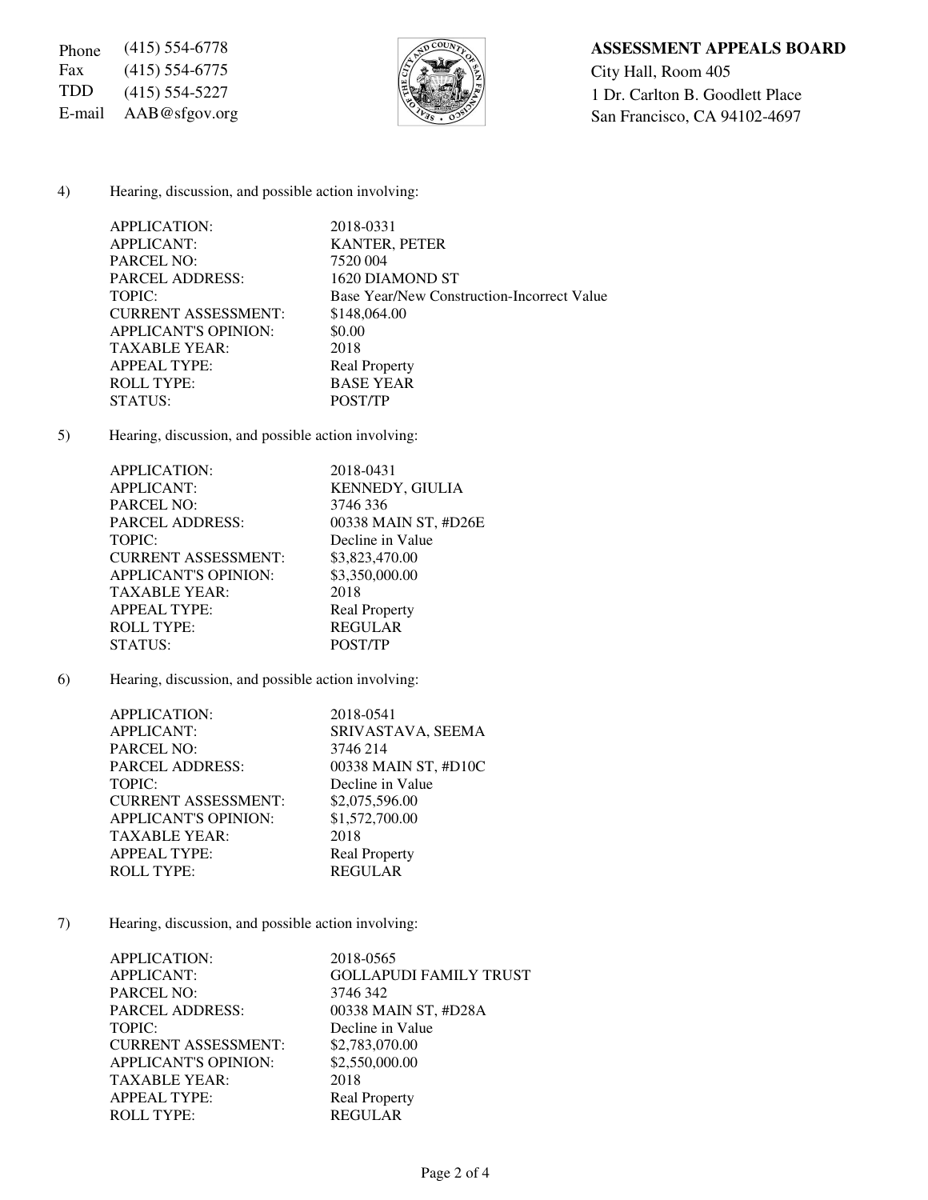Phone (415) 554-6778
Fax (415) 554-6775
TDD (415) 554-5227
E-mail AAB@sfgov.org

**ASSESSMENT APPEALS BOARD**
City Hall, Room 405
1 Dr. Carlton B. Goodlett Place
San Francisco, CA 94102-4697

4) Hearing, discussion, and possible action involving:

| | |
|---|---|
| APPLICATION: | 2018-0331 |
| APPLICANT: | KANTER, PETER |
| PARCEL NO: | 7520 004 |
| PARCEL ADDRESS: | 1620 DIAMOND ST |
| TOPIC: | Base Year/New Construction-Incorrect Value |
| CURRENT ASSESSMENT: | $148,064.00 |
| APPLICANT'S OPINION: | $0.00 |
| TAXABLE YEAR: | 2018 |
| APPEAL TYPE: | Real Property |
| ROLL TYPE: | BASE YEAR |
| STATUS: | POST/TP |

5) Hearing, discussion, and possible action involving:

| | |
|---|---|
| APPLICATION: | 2018-0431 |
| APPLICANT: | KENNEDY, GIULIA |
| PARCEL NO: | 3746 336 |
| PARCEL ADDRESS: | 00338 MAIN ST, #D26E |
| TOPIC: | Decline in Value |
| CURRENT ASSESSMENT: | $3,823,470.00 |
| APPLICANT'S OPINION: | $3,350,000.00 |
| TAXABLE YEAR: | 2018 |
| APPEAL TYPE: | Real Property |
| ROLL TYPE: | REGULAR |
| STATUS: | POST/TP |

6) Hearing, discussion, and possible action involving:

| | |
|---|---|
| APPLICATION: | 2018-0541 |
| APPLICANT: | SRIVASTAVA, SEEMA |
| PARCEL NO: | 3746 214 |
| PARCEL ADDRESS: | 00338 MAIN ST, #D10C |
| TOPIC: | Decline in Value |
| CURRENT ASSESSMENT: | $2,075,596.00 |
| APPLICANT'S OPINION: | $1,572,700.00 |
| TAXABLE YEAR: | 2018 |
| APPEAL TYPE: | Real Property |
| ROLL TYPE: | REGULAR |

7) Hearing, discussion, and possible action involving:

| | |
|---|---|
| APPLICATION: | 2018-0565 |
| APPLICANT: | GOLLAPUDI FAMILY TRUST |
| PARCEL NO: | 3746 342 |
| PARCEL ADDRESS: | 00338 MAIN ST, #D28A |
| TOPIC: | Decline in Value |
| CURRENT ASSESSMENT: | $2,783,070.00 |
| APPLICANT'S OPINION: | $2,550,000.00 |
| TAXABLE YEAR: | 2018 |
| APPEAL TYPE: | Real Property |
| ROLL TYPE: | REGULAR |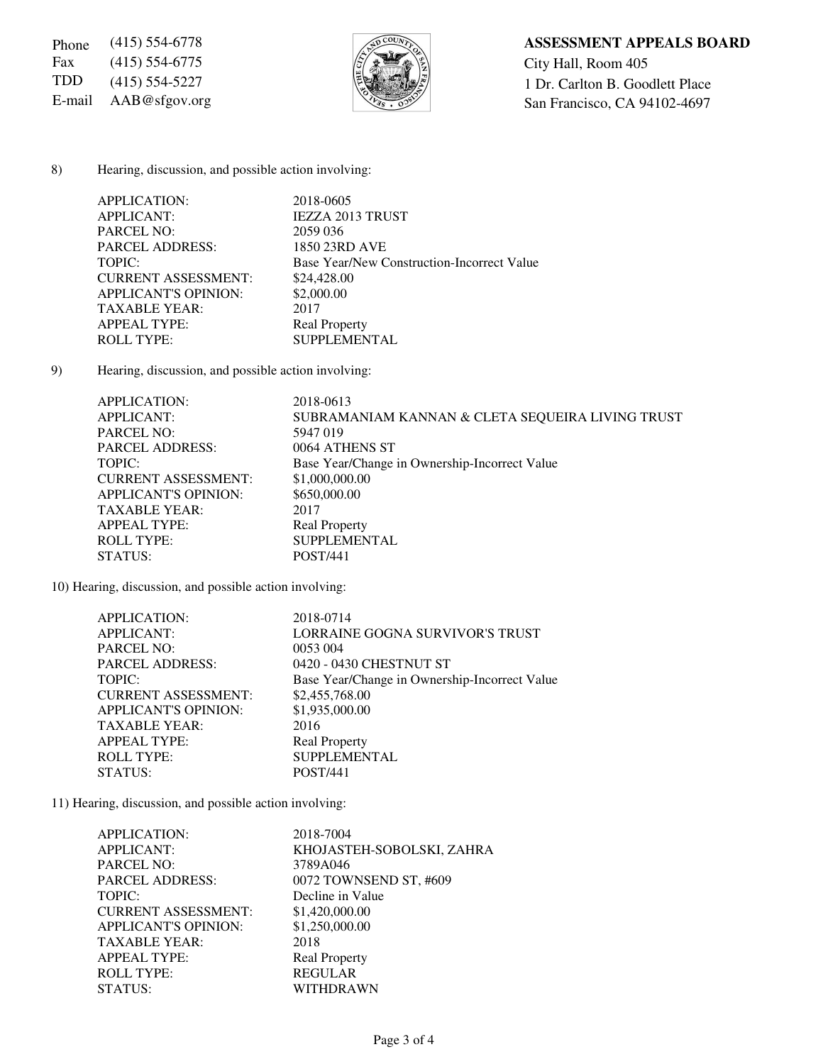Phone (415) 554-6778
Fax (415) 554-6775
TDD (415) 554-5227
E-mail AAB@sfgov.org

**ASSESSMENT APPEALS BOARD**
City Hall, Room 405
1 Dr. Carlton B. Goodlett Place
San Francisco, CA 94102-4697

8) Hearing, discussion, and possible action involving:

| | |
|---|---|
| APPLICATION: | 2018-0605 |
| APPLICANT: | IEZZA 2013 TRUST |
| PARCEL NO: | 2059 036 |
| PARCEL ADDRESS: | 1850 23RD AVE |
| TOPIC: | Base Year/New Construction-Incorrect Value |
| CURRENT ASSESSMENT: | $24,428.00 |
| APPLICANT'S OPINION: | $2,000.00 |
| TAXABLE YEAR: | 2017 |
| APPEAL TYPE: | Real Property |
| ROLL TYPE: | SUPPLEMENTAL |

9) Hearing, discussion, and possible action involving:

| | |
|---|---|
| APPLICATION: | 2018-0613 |
| APPLICANT: | SUBRAMANIAM KANNAN & CLETA SEQUEIRA LIVING TRUST |
| PARCEL NO: | 5947 019 |
| PARCEL ADDRESS: | 0064 ATHENS ST |
| TOPIC: | Base Year/Change in Ownership-Incorrect Value |
| CURRENT ASSESSMENT: | $1,000,000.00 |
| APPLICANT'S OPINION: | $650,000.00 |
| TAXABLE YEAR: | 2017 |
| APPEAL TYPE: | Real Property |
| ROLL TYPE: | SUPPLEMENTAL |
| STATUS: | POST/441 |

10) Hearing, discussion, and possible action involving:

| | |
|---|---|
| APPLICATION: | 2018-0714 |
| APPLICANT: | LORRAINE GOGNA SURVIVOR'S TRUST |
| PARCEL NO: | 0053 004 |
| PARCEL ADDRESS: | 0420 - 0430 CHESTNUT ST |
| TOPIC: | Base Year/Change in Ownership-Incorrect Value |
| CURRENT ASSESSMENT: | $2,455,768.00 |
| APPLICANT'S OPINION: | $1,935,000.00 |
| TAXABLE YEAR: | 2016 |
| APPEAL TYPE: | Real Property |
| ROLL TYPE: | SUPPLEMENTAL |
| STATUS: | POST/441 |

11) Hearing, discussion, and possible action involving:

| | |
|---|---|
| APPLICATION: | 2018-7004 |
| APPLICANT: | KHOJASTEH-SOBOLSKI, ZAHRA |
| PARCEL NO: | 3789A046 |
| PARCEL ADDRESS: | 0072 TOWNSEND ST, #609 |
| TOPIC: | Decline in Value |
| CURRENT ASSESSMENT: | $1,420,000.00 |
| APPLICANT'S OPINION: | $1,250,000.00 |
| TAXABLE YEAR: | 2018 |
| APPEAL TYPE: | Real Property |
| ROLL TYPE: | REGULAR |
| STATUS: | WITHDRAWN |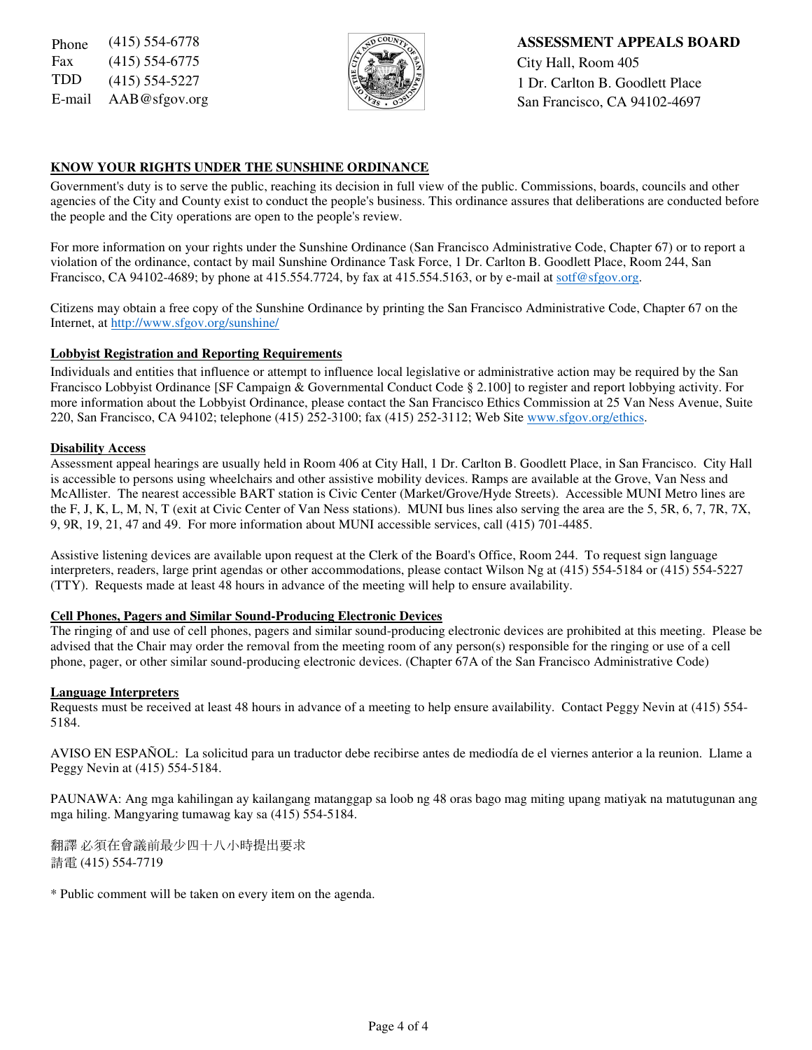| | |
|---|---|
| Phone | (415) 554-6778 |
| Fax | (415) 554-6775 |
| TDD | (415) 554-5227 |
| E-mail | AAB@sfgov.org |

**ASSESSMENT APPEALS BOARD**
City Hall, Room 405
1 Dr. Carlton B. Goodlett Place
San Francisco, CA 94102-4697

## KNOW YOUR RIGHTS UNDER THE SUNSHINE ORDINANCE

Government's duty is to serve the public, reaching its decision in full view of the public. Commissions, boards, councils and other agencies of the City and County exist to conduct the people's business. This ordinance assures that deliberations are conducted before the people and the City operations are open to the people's review.

For more information on your rights under the Sunshine Ordinance (San Francisco Administrative Code, Chapter 67) or to report a violation of the ordinance, contact by mail Sunshine Ordinance Task Force, 1 Dr. Carlton B. Goodlett Place, Room 244, San Francisco, CA 94102-4689; by phone at 415.554.7724, by fax at 415.554.5163, or by e-mail at sotf@sfgov.org.

Citizens may obtain a free copy of the Sunshine Ordinance by printing the San Francisco Administrative Code, Chapter 67 on the Internet, at http://www.sfgov.org/sunshine/

### Lobbyist Registration and Reporting Requirements

Individuals and entities that influence or attempt to influence local legislative or administrative action may be required by the San Francisco Lobbyist Ordinance [SF Campaign & Governmental Conduct Code § 2.100] to register and report lobbying activity. For more information about the Lobbyist Ordinance, please contact the San Francisco Ethics Commission at 25 Van Ness Avenue, Suite 220, San Francisco, CA 94102; telephone (415) 252-3100; fax (415) 252-3112; Web Site www.sfgov.org/ethics.

### Disability Access

Assessment appeal hearings are usually held in Room 406 at City Hall, 1 Dr. Carlton B. Goodlett Place, in San Francisco. City Hall is accessible to persons using wheelchairs and other assistive mobility devices. Ramps are available at the Grove, Van Ness and McAllister. The nearest accessible BART station is Civic Center (Market/Grove/Hyde Streets). Accessible MUNI Metro lines are the F, J, K, L, M, N, T (exit at Civic Center of Van Ness stations). MUNI bus lines also serving the area are the 5, 5R, 6, 7, 7R, 7X, 9, 9R, 19, 21, 47 and 49. For more information about MUNI accessible services, call (415) 701-4485.

Assistive listening devices are available upon request at the Clerk of the Board's Office, Room 244. To request sign language interpreters, readers, large print agendas or other accommodations, please contact Wilson Ng at (415) 554-5184 or (415) 554-5227 (TTY). Requests made at least 48 hours in advance of the meeting will help to ensure availability.

### Cell Phones, Pagers and Similar Sound-Producing Electronic Devices

The ringing of and use of cell phones, pagers and similar sound-producing electronic devices are prohibited at this meeting. Please be advised that the Chair may order the removal from the meeting room of any person(s) responsible for the ringing or use of a cell phone, pager, or other similar sound-producing electronic devices. (Chapter 67A of the San Francisco Administrative Code)

### Language Interpreters

Requests must be received at least 48 hours in advance of a meeting to help ensure availability. Contact Peggy Nevin at (415) 554-5184.

AVISO EN ESPAÑOL: La solicitud para un traductor debe recibirse antes de mediodía de el viernes anterior a la reunion. Llame a Peggy Nevin at (415) 554-5184.

PAUNAWA: Ang mga kahilingan ay kailangang matanggap sa loob ng 48 oras bago mag miting upang matiyak na matutugunan ang mga hiling. Mangyaring tumawag kay sa (415) 554-5184.

翻譯 必須在會議前最少四十八小時提出要求
請電 (415) 554-7719

* Public comment will be taken on every item on the agenda.